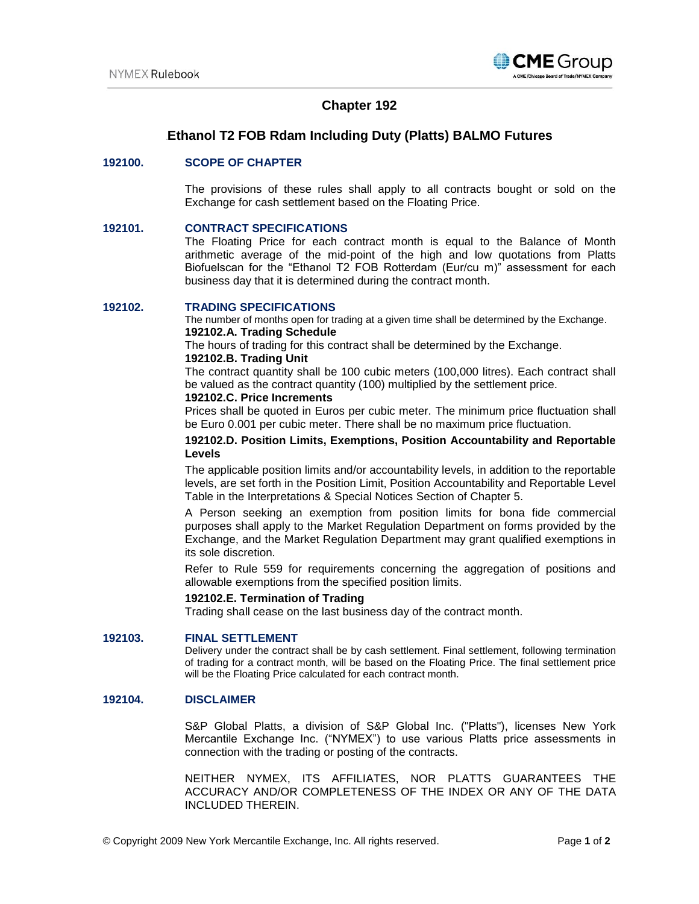# Chapter 192

## Ethanol T2 FOB Rdam Including Duty (Platts) BALMO Futures

### 192100. SCOPE OF CHAPTER

The provisions of these rules shall apply to all contracts bought or sold on the Exchange for cash settlement based on the Floating Price.

### 192101. CONTRACT SPECIFICATIONS

The Floating Price for each contract month is equal to the Balance of Month arithmetic average of the mid-point of the high and low quotations from Platts Biofuelscan for the "Ethanol T2 FOB Rotterdam (Eur/cu m)" assessment for each business day that it is determined during the contract month.

### 192102. TRADING SPECIFICATIONS

The number of months open for trading at a given time shall be determined by the Exchange.

**192102.A. Trading Schedule**

The hours of trading for this contract shall be determined by the Exchange.

**192102.B. Trading Unit**

The contract quantity shall be 100 cubic meters (100,000 litres). Each contract shall be valued as the contract quantity (100) multiplied by the settlement price.

**192102.C. Price Increments**

Prices shall be quoted in Euros per cubic meter. The minimum price fluctuation shall be Euro 0.001 per cubic meter. There shall be no maximum price fluctuation.

**192102.D. Position Limits, Exemptions, Position Accountability and Reportable Levels**

The applicable position limits and/or accountability levels, in addition to the reportable levels, are set forth in the Position Limit, Position Accountability and Reportable Level Table in the Interpretations & Special Notices Section of Chapter 5.

A Person seeking an exemption from position limits for bona fide commercial purposes shall apply to the Market Regulation Department on forms provided by the Exchange, and the Market Regulation Department may grant qualified exemptions in its sole discretion.

Refer to Rule 559 for requirements concerning the aggregation of positions and allowable exemptions from the specified position limits.

**192102.E. Termination of Trading**

Trading shall cease on the last business day of the contract month.

### 192103. FINAL SETTLEMENT

Delivery under the contract shall be by cash settlement. Final settlement, following termination of trading for a contract month, will be based on the Floating Price. The final settlement price will be the Floating Price calculated for each contract month.

### 192104. DISCLAIMER

S&P Global Platts, a division of S&P Global Inc. ("Platts"), licenses New York Mercantile Exchange Inc. ("NYMEX") to use various Platts price assessments in connection with the trading or posting of the contracts.

NEITHER NYMEX, ITS AFFILIATES, NOR PLATTS GUARANTEES THE ACCURACY AND/OR COMPLETENESS OF THE INDEX OR ANY OF THE DATA INCLUDED THEREIN.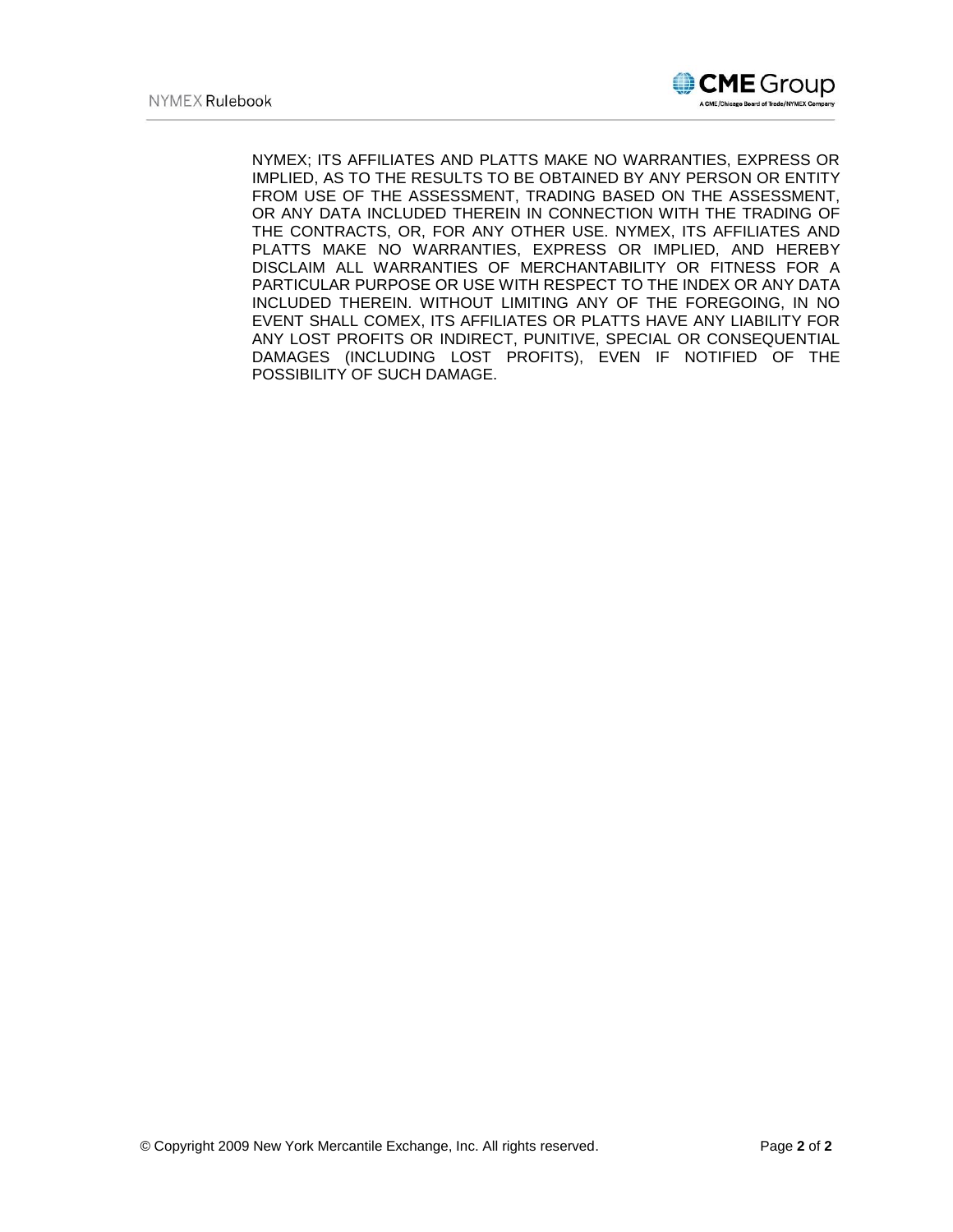NYMEX; ITS AFFILIATES AND PLATTS MAKE NO WARRANTIES, EXPRESS OR IMPLIED, AS TO THE RESULTS TO BE OBTAINED BY ANY PERSON OR ENTITY FROM USE OF THE ASSESSMENT, TRADING BASED ON THE ASSESSMENT, OR ANY DATA INCLUDED THEREIN IN CONNECTION WITH THE TRADING OF THE CONTRACTS, OR, FOR ANY OTHER USE. NYMEX, ITS AFFILIATES AND PLATTS MAKE NO WARRANTIES, EXPRESS OR IMPLIED, AND HEREBY DISCLAIM ALL WARRANTIES OF MERCHANTABILITY OR FITNESS FOR A PARTICULAR PURPOSE OR USE WITH RESPECT TO THE INDEX OR ANY DATA INCLUDED THEREIN. WITHOUT LIMITING ANY OF THE FOREGOING, IN NO EVENT SHALL COMEX, ITS AFFILIATES OR PLATTS HAVE ANY LIABILITY FOR ANY LOST PROFITS OR INDIRECT, PUNITIVE, SPECIAL OR CONSEQUENTIAL DAMAGES (INCLUDING LOST PROFITS), EVEN IF NOTIFIED OF THE POSSIBILITY OF SUCH DAMAGE.